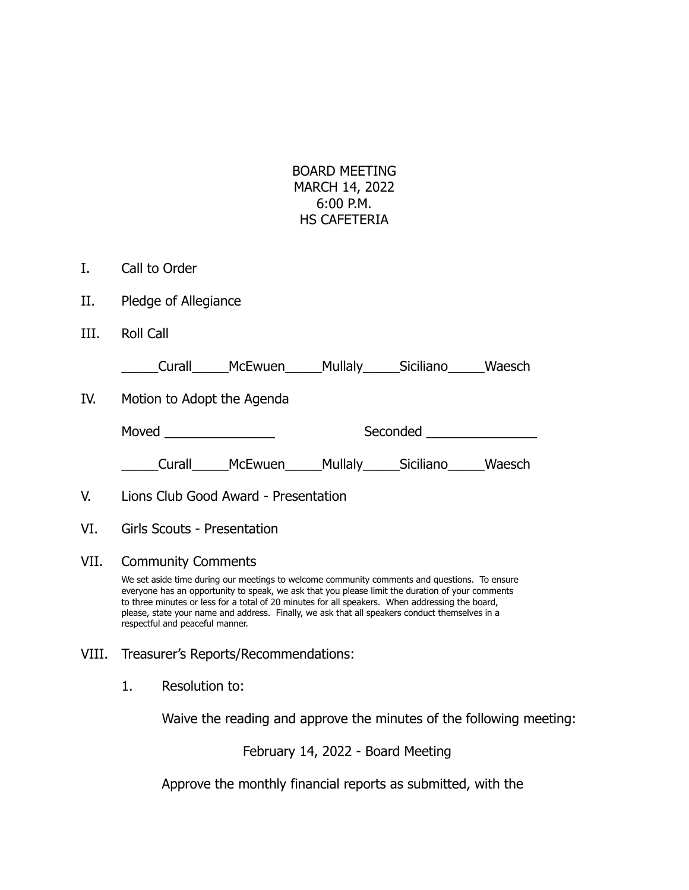# BOARD MEETING
## MARCH 14, 2022
## 6:00 P.M.
## HS CAFETERIA

I. Call to Order

II. Pledge of Allegiance

III. Roll Call

_____Curall_____McEwuen_____Mullaly_____Siciliano_____Waesch

IV. Motion to Adopt the Agenda

Moved _______________ Seconded _______________

_____Curall_____McEwuen_____Mullaly_____Siciliano_____Waesch

V. Lions Club Good Award - Presentation

VI. Girls Scouts - Presentation

VII. Community Comments

We set aside time during our meetings to welcome community comments and questions. To ensure everyone has an opportunity to speak, we ask that you please limit the duration of your comments to three minutes or less for a total of 20 minutes for all speakers. When addressing the board, please, state your name and address. Finally, we ask that all speakers conduct themselves in a respectful and peaceful manner.

VIII. Treasurer's Reports/Recommendations:

1. Resolution to:

Waive the reading and approve the minutes of the following meeting:

February 14, 2022 - Board Meeting

Approve the monthly financial reports as submitted, with the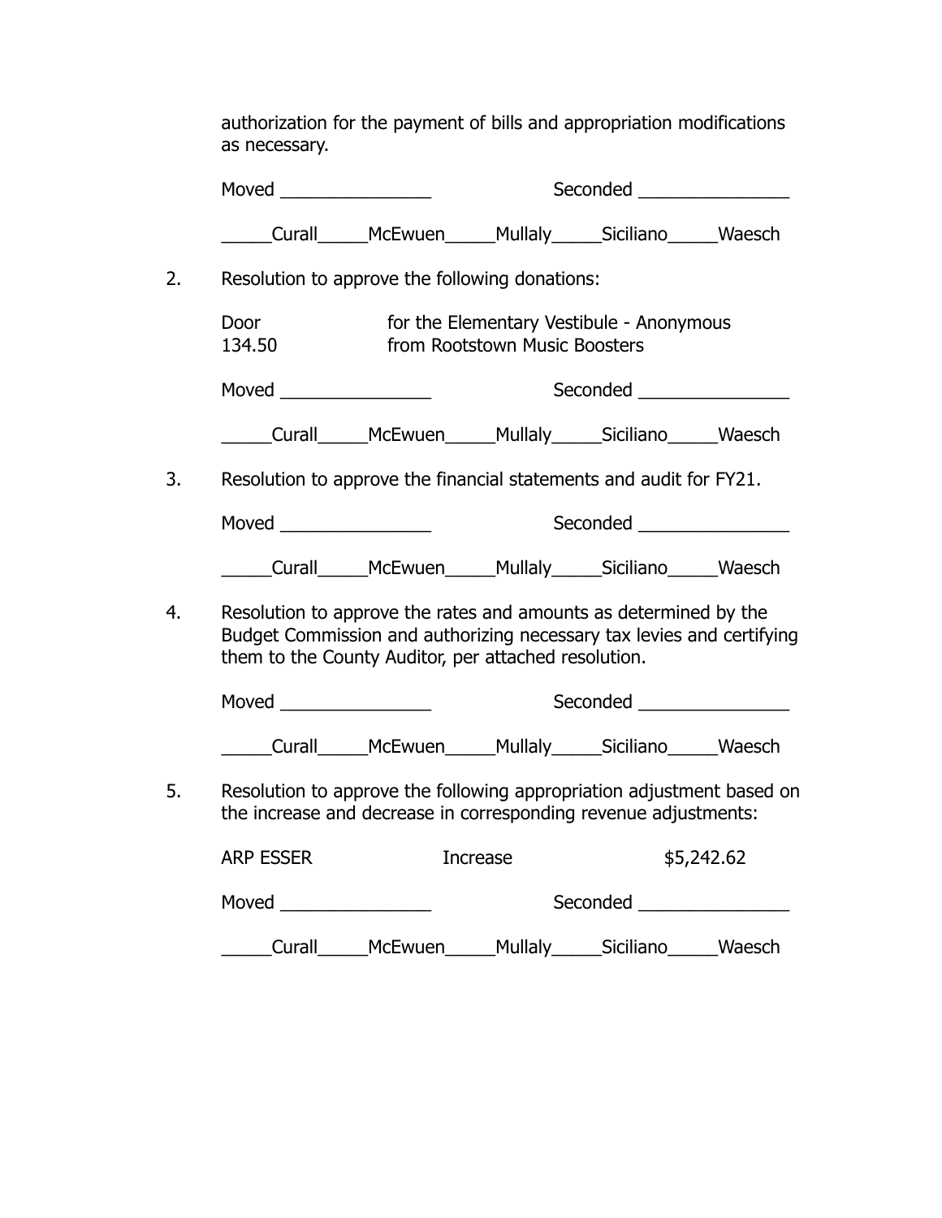authorization for the payment of bills and appropriation modifications as necessary.

Moved _______________ Seconded _______________

_____Curall_____McEwuen_____Mullaly_____Siciliano_____Waesch

2. Resolution to approve the following donations:

| | |
|---|---|
| Door | for the Elementary Vestibule - Anonymous |
| 134.50 | from Rootstown Music Boosters |

Moved _______________ Seconded _______________

_____Curall_____McEwuen_____Mullaly_____Siciliano_____Waesch

3. Resolution to approve the financial statements and audit for FY21.

Moved _______________ Seconded _______________

_____Curall_____McEwuen_____Mullaly_____Siciliano_____Waesch

4. Resolution to approve the rates and amounts as determined by the Budget Commission and authorizing necessary tax levies and certifying them to the County Auditor, per attached resolution.

Moved _______________ Seconded _______________

_____Curall_____McEwuen_____Mullaly_____Siciliano_____Waesch

5. Resolution to approve the following appropriation adjustment based on the increase and decrease in corresponding revenue adjustments:

| | | |
|---|---|---|
| ARP ESSER | Increase | $5,242.62 |

Moved _______________ Seconded _______________

_____Curall_____McEwuen_____Mullaly_____Siciliano_____Waesch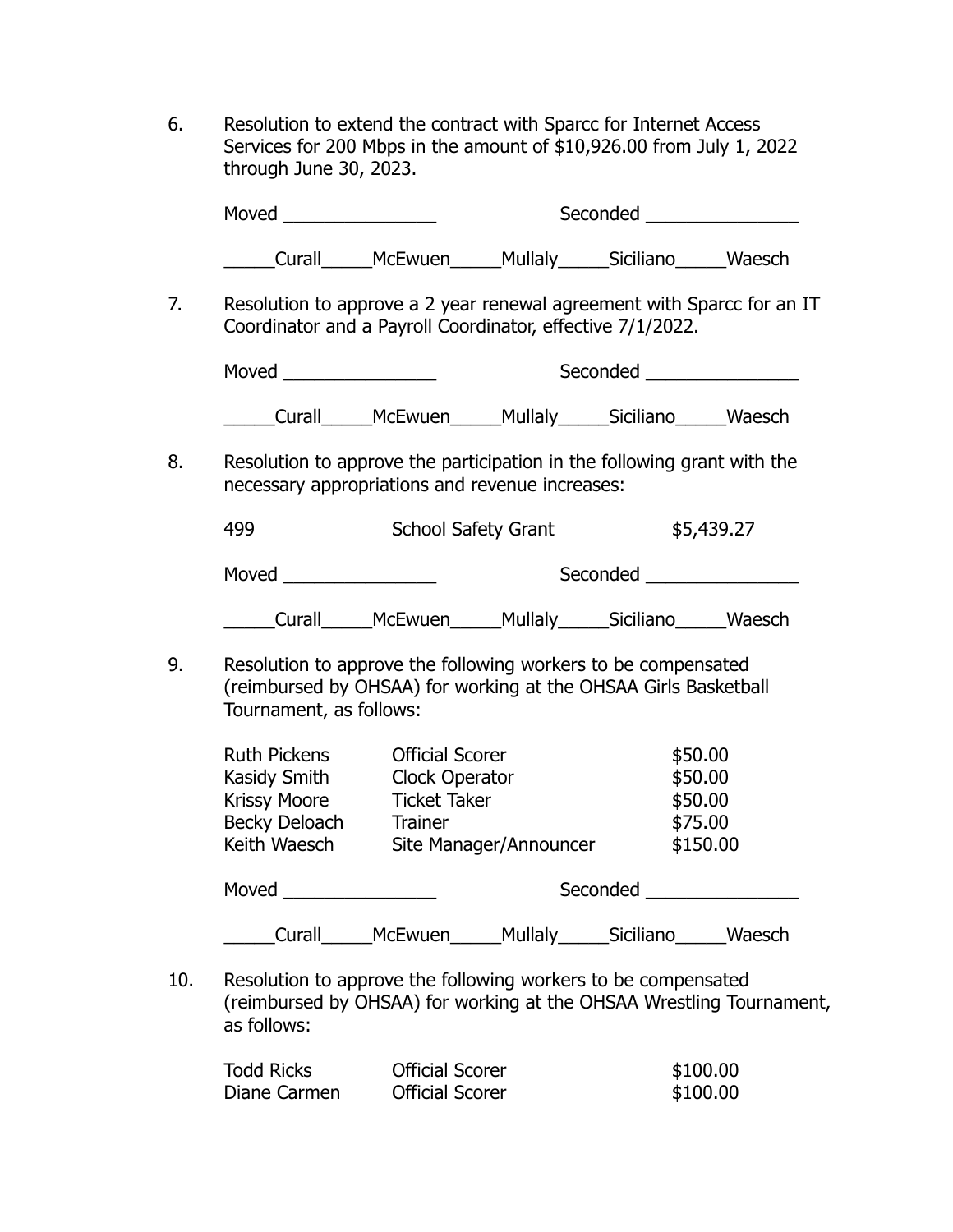6. Resolution to extend the contract with Sparcc for Internet Access Services for 200 Mbps in the amount of $10,926.00 from July 1, 2022 through June 30, 2023.

   Moved _______________ Seconded _______________

   _____Curall_____McEwuen_____Mullaly_____Siciliano_____Waesch

7. Resolution to approve a 2 year renewal agreement with Sparcc for an IT Coordinator and a Payroll Coordinator, effective 7/1/2022.

   Moved _______________ Seconded _______________

   _____Curall_____McEwuen_____Mullaly_____Siciliano_____Waesch

8. Resolution to approve the participation in the following grant with the necessary appropriations and revenue increases:

| | | |
|---|---|---|
| 499 | School Safety Grant | $5,439.27 |

   Moved _______________ Seconded _______________

   _____Curall_____McEwuen_____Mullaly_____Siciliano_____Waesch

9. Resolution to approve the following workers to be compensated (reimbursed by OHSAA) for working at the OHSAA Girls Basketball Tournament, as follows:

| | | |
|---|---|---|
| Ruth Pickens | Official Scorer | $50.00 |
| Kasidy Smith | Clock Operator | $50.00 |
| Krissy Moore | Ticket Taker | $50.00 |
| Becky Deloach | Trainer | $75.00 |
| Keith Waesch | Site Manager/Announcer | $150.00 |

   Moved _______________ Seconded _______________

   _____Curall_____McEwuen_____Mullaly_____Siciliano_____Waesch

10. Resolution to approve the following workers to be compensated (reimbursed by OHSAA) for working at the OHSAA Wrestling Tournament, as follows:

| | | |
|---|---|---|
| Todd Ricks | Official Scorer | $100.00 |
| Diane Carmen | Official Scorer | $100.00 |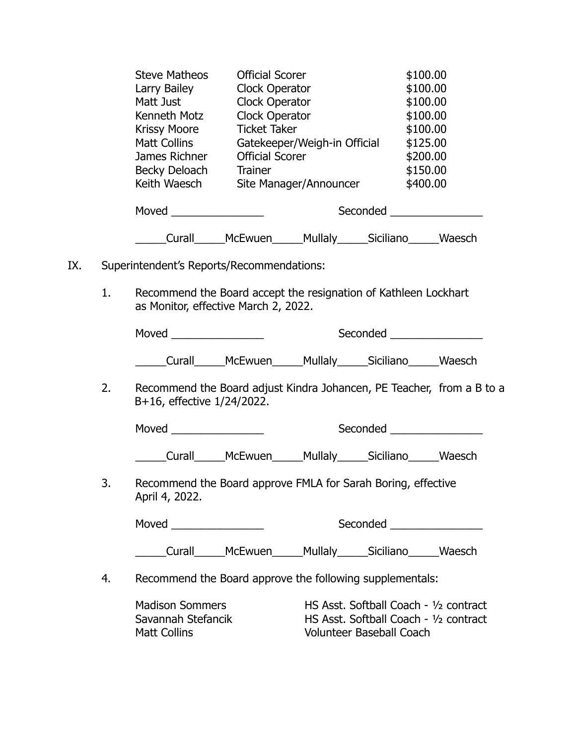| | | |
|---|---|---|
| Steve Matheos | Official Scorer | $100.00 |
| Larry Bailey | Clock Operator | $100.00 |
| Matt Just | Clock Operator | $100.00 |
| Kenneth Motz | Clock Operator | $100.00 |
| Krissy Moore | Ticket Taker | $100.00 |
| Matt Collins | Gatekeeper/Weigh-in Official | $125.00 |
| James Richner | Official Scorer | $200.00 |
| Becky Deloach | Trainer | $150.00 |
| Keith Waesch | Site Manager/Announcer | $400.00 |

Moved _______________ Seconded _______________

_____Curall_____McEwuen_____Mullaly_____Siciliano_____Waesch

IX. Superintendent's Reports/Recommendations:

1. Recommend the Board accept the resignation of Kathleen Lockhart as Monitor, effective March 2, 2022.

   Moved _______________ Seconded _______________

   _____Curall_____McEwuen_____Mullaly_____Siciliano_____Waesch

2. Recommend the Board adjust Kindra Johancen, PE Teacher, from a B to a B+16, effective 1/24/2022.

   Moved _______________ Seconded _______________

   _____Curall_____McEwuen_____Mullaly_____Siciliano_____Waesch

3. Recommend the Board approve FMLA for Sarah Boring, effective April 4, 2022.

   Moved _______________ Seconded _______________

   _____Curall_____McEwuen_____Mullaly_____Siciliano_____Waesch

4. Recommend the Board approve the following supplementals:

| | |
|---|---|
| Madison Sommers | HS Asst. Softball Coach - ½ contract |
| Savannah Stefancik | HS Asst. Softball Coach - ½ contract |
| Matt Collins | Volunteer Baseball Coach |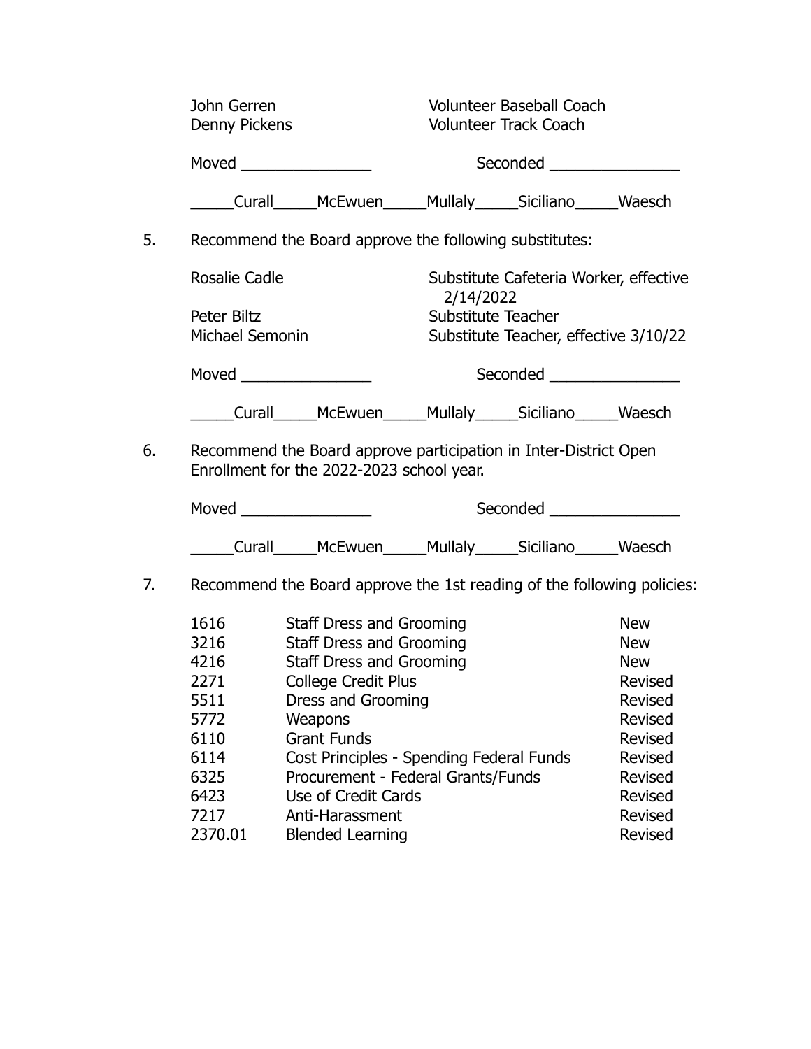| | |
|---|---|
| John Gerren | Volunteer Baseball Coach |
| Denny Pickens | Volunteer Track Coach |

Moved _______________ Seconded _______________

_____Curall_____McEwuen_____Mullaly_____Siciliano_____Waesch

5. Recommend the Board approve the following substitutes:

| | |
|---|---|
| Rosalie Cadle | Substitute Cafeteria Worker, effective 2/14/2022 |
| Peter Biltz | Substitute Teacher |
| Michael Semonin | Substitute Teacher, effective 3/10/22 |

Moved _______________ Seconded _______________

_____Curall_____McEwuen_____Mullaly_____Siciliano_____Waesch

6. Recommend the Board approve participation in Inter-District Open Enrollment for the 2022-2023 school year.

Moved _______________ Seconded _______________

_____Curall_____McEwuen_____Mullaly_____Siciliano_____Waesch

7. Recommend the Board approve the 1st reading of the following policies:

| | | |
|---|---|---|
| 1616 | Staff Dress and Grooming | New |
| 3216 | Staff Dress and Grooming | New |
| 4216 | Staff Dress and Grooming | New |
| 2271 | College Credit Plus | Revised |
| 5511 | Dress and Grooming | Revised |
| 5772 | Weapons | Revised |
| 6110 | Grant Funds | Revised |
| 6114 | Cost Principles - Spending Federal Funds | Revised |
| 6325 | Procurement - Federal Grants/Funds | Revised |
| 6423 | Use of Credit Cards | Revised |
| 7217 | Anti-Harassment | Revised |
| 2370.01 | Blended Learning | Revised |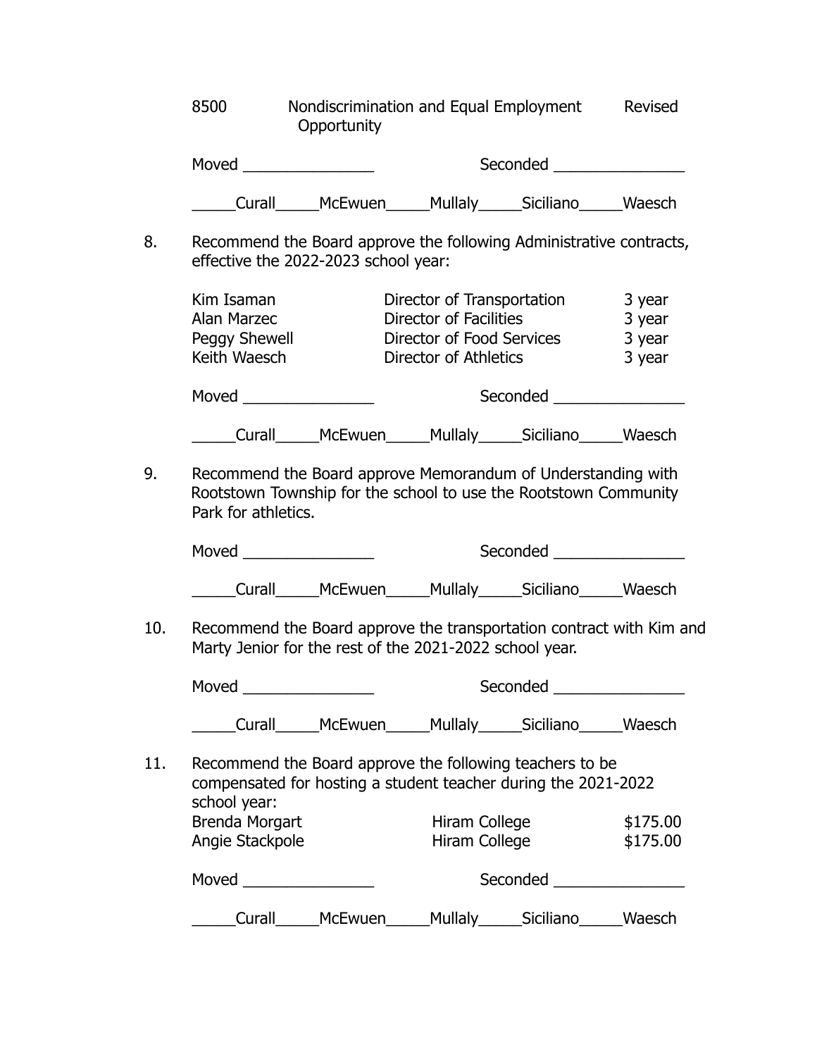| | | |
|---|---|---|
| 8500 | Nondiscrimination and Equal Employment Opportunity | Revised |

Moved _______________ Seconded _______________

_____Curall_____McEwuen_____Mullaly_____Siciliano_____Waesch

8. Recommend the Board approve the following Administrative contracts, effective the 2022-2023 school year:

| | | |
|---|---|---|
| Kim Isaman | Director of Transportation | 3 year |
| Alan Marzec | Director of Facilities | 3 year |
| Peggy Shewell | Director of Food Services | 3 year |
| Keith Waesch | Director of Athletics | 3 year |

Moved _______________ Seconded _______________

_____Curall_____McEwuen_____Mullaly_____Siciliano_____Waesch

9. Recommend the Board approve Memorandum of Understanding with Rootstown Township for the school to use the Rootstown Community Park for athletics.

Moved _______________ Seconded _______________

_____Curall_____McEwuen_____Mullaly_____Siciliano_____Waesch

10. Recommend the Board approve the transportation contract with Kim and Marty Jenior for the rest of the 2021-2022 school year.

Moved _______________ Seconded _______________

_____Curall_____McEwuen_____Mullaly_____Siciliano_____Waesch

11. Recommend the Board approve the following teachers to be compensated for hosting a student teacher during the 2021-2022 school year:

| | | |
|---|---|---|
| Brenda Morgart | Hiram College | $175.00 |
| Angie Stackpole | Hiram College | $175.00 |

Moved _______________ Seconded _______________

_____Curall_____McEwuen_____Mullaly_____Siciliano_____Waesch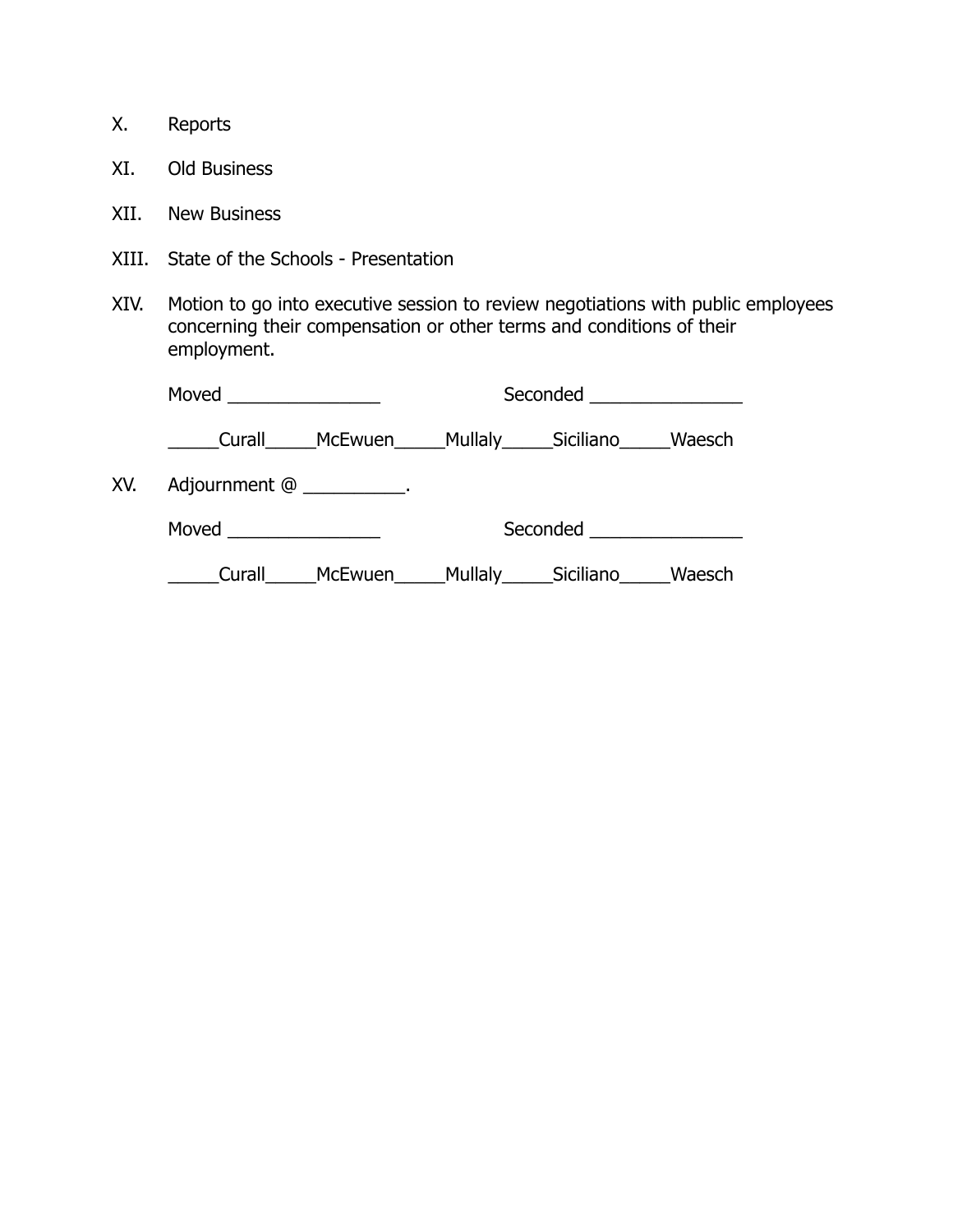X. Reports

XI. Old Business

XII. New Business

XIII. State of the Schools - Presentation

XIV. Motion to go into executive session to review negotiations with public employees concerning their compensation or other terms and conditions of their employment.

Moved _______________ Seconded _______________

_____Curall_____McEwuen_____Mullaly_____Siciliano_____Waesch

XV. Adjournment @ __________.

Moved _______________ Seconded _______________

_____Curall_____McEwuen_____Mullaly_____Siciliano_____Waesch